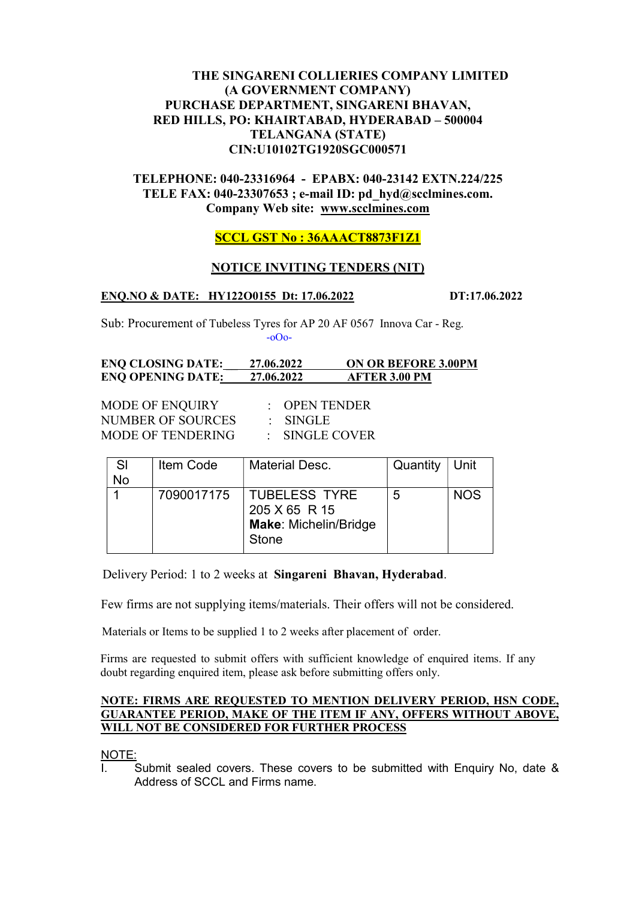**THE SINGARENI COLLIERIES COMPANY LIMITED**
**(A GOVERNMENT COMPANY)**
**PURCHASE DEPARTMENT, SINGARENI BHAVAN,**
**RED HILLS, PO: KHAIRTABAD, HYDERABAD – 500004**
**TELANGANA (STATE)**
**CIN:U10102TG1920SGC000571**

**TELEPHONE: 040-23316964 - EPABX: 040-23142 EXTN.224/225**
**TELE FAX: 040-23307653 ; e-mail ID: pd_hyd@scclmines.com.**
**Company Web site: www.scclmines.com**

**SCCL GST No : 36AAACT8873F1Z1**

## NOTICE INVITING TENDERS (NIT)

**ENQ.NO & DATE: HY122O0155 Dt: 17.06.2022** **DT:17.06.2022**

Sub: Procurement of Tubeless Tyres for AP 20 AF 0567 Innova Car - Reg.

-oOo-

**ENQ CLOSING DATE: 27.06.2022 ON OR BEFORE 3.00PM**
**ENQ OPENING DATE: 27.06.2022 AFTER 3.00 PM**

MODE OF ENQUIRY : OPEN TENDER
NUMBER OF SOURCES : SINGLE
MODE OF TENDERING : SINGLE COVER

| Sl No | Item Code | Material Desc. | Quantity | Unit |
|---|---|---|---|---|
| 1 | 7090017175 | TUBELESS TYRE 205 X 65 R 15 **Make**: Michelin/Bridge Stone | 5 | NOS |

Delivery Period: 1 to 2 weeks at **Singareni Bhavan, Hyderabad**.

Few firms are not supplying items/materials. Their offers will not be considered.

Materials or Items to be supplied 1 to 2 weeks after placement of order.

Firms are requested to submit offers with sufficient knowledge of enquired items. If any doubt regarding enquired item, please ask before submitting offers only.

**NOTE: FIRMS ARE REQUESTED TO MENTION DELIVERY PERIOD, HSN CODE, GUARANTEE PERIOD, MAKE OF THE ITEM IF ANY, OFFERS WITHOUT ABOVE, WILL NOT BE CONSIDERED FOR FURTHER PROCESS**

NOTE:

I. Submit sealed covers. These covers to be submitted with Enquiry No, date & Address of SCCL and Firms name.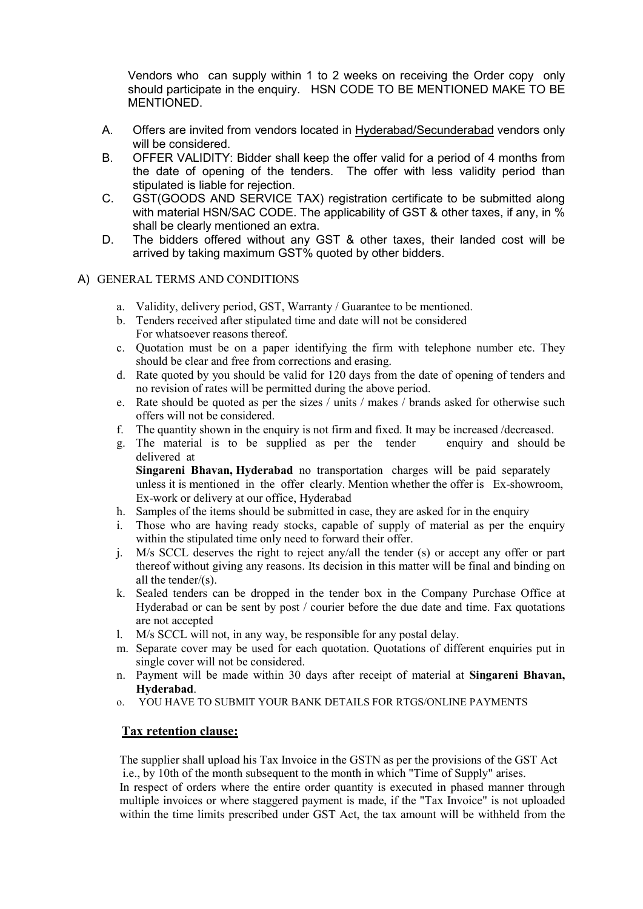Vendors who can supply within 1 to 2 weeks on receiving the Order copy only should participate in the enquiry. HSN CODE TO BE MENTIONED MAKE TO BE MENTIONED.

A. Offers are invited from vendors located in Hyderabad/Secunderabad vendors only will be considered.
B. OFFER VALIDITY: Bidder shall keep the offer valid for a period of 4 months from the date of opening of the tenders. The offer with less validity period than stipulated is liable for rejection.
C. GST(GOODS AND SERVICE TAX) registration certificate to be submitted along with material HSN/SAC CODE. The applicability of GST & other taxes, if any, in % shall be clearly mentioned an extra.
D. The bidders offered without any GST & other taxes, their landed cost will be arrived by taking maximum GST% quoted by other bidders.

A) GENERAL TERMS AND CONDITIONS

a. Validity, delivery period, GST, Warranty / Guarantee to be mentioned.
b. Tenders received after stipulated time and date will not be considered For whatsoever reasons thereof.
c. Quotation must be on a paper identifying the firm with telephone number etc. They should be clear and free from corrections and erasing.
d. Rate quoted by you should be valid for 120 days from the date of opening of tenders and no revision of rates will be permitted during the above period.
e. Rate should be quoted as per the sizes / units / makes / brands asked for otherwise such offers will not be considered.
f. The quantity shown in the enquiry is not firm and fixed. It may be increased /decreased.
g. The material is to be supplied as per the tender enquiry and should be delivered at **Singareni Bhavan, Hyderabad** no transportation charges will be paid separately unless it is mentioned in the offer clearly. Mention whether the offer is Ex-showroom, Ex-work or delivery at our office, Hyderabad
h. Samples of the items should be submitted in case, they are asked for in the enquiry
i. Those who are having ready stocks, capable of supply of material as per the enquiry within the stipulated time only need to forward their offer.
j. M/s SCCL deserves the right to reject any/all the tender (s) or accept any offer or part thereof without giving any reasons. Its decision in this matter will be final and binding on all the tender/(s).
k. Sealed tenders can be dropped in the tender box in the Company Purchase Office at Hyderabad or can be sent by post / courier before the due date and time. Fax quotations are not accepted
l. M/s SCCL will not, in any way, be responsible for any postal delay.
m. Separate cover may be used for each quotation. Quotations of different enquiries put in single cover will not be considered.
n. Payment will be made within 30 days after receipt of material at **Singareni Bhavan, Hyderabad**.
o. YOU HAVE TO SUBMIT YOUR BANK DETAILS FOR RTGS/ONLINE PAYMENTS

## Tax retention clause:

The supplier shall upload his Tax Invoice in the GSTN as per the provisions of the GST Act i.e., by 10th of the month subsequent to the month in which "Time of Supply" arises.

In respect of orders where the entire order quantity is executed in phased manner through multiple invoices or where staggered payment is made, if the "Tax Invoice" is not uploaded within the time limits prescribed under GST Act, the tax amount will be withheld from the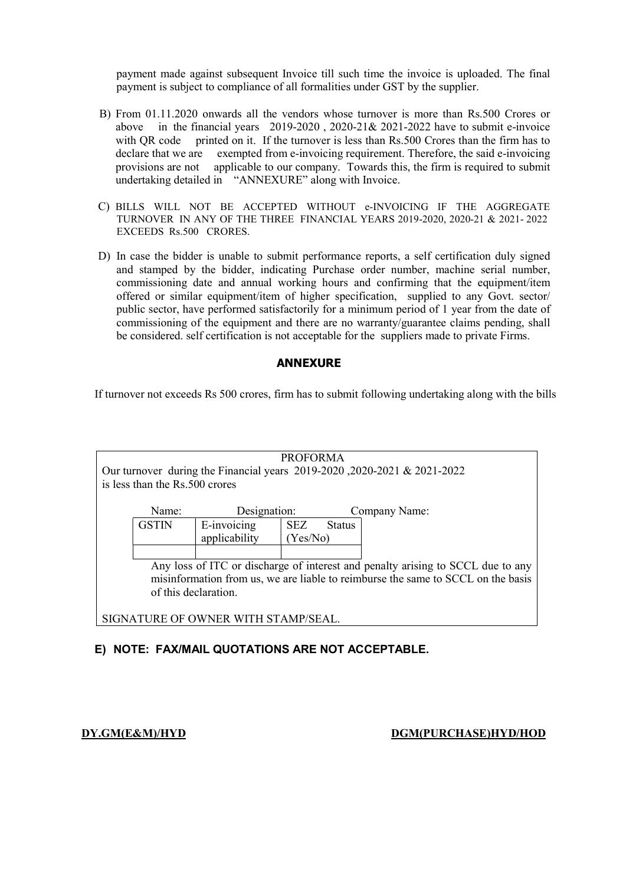payment made against subsequent Invoice till such time the invoice is uploaded. The final payment is subject to compliance of all formalities under GST by the supplier.

B) From 01.11.2020 onwards all the vendors whose turnover is more than Rs.500 Crores or above in the financial years 2019-2020 , 2020-21& 2021-2022 have to submit e-invoice with QR code printed on it. If the turnover is less than Rs.500 Crores than the firm has to declare that we are exempted from e-invoicing requirement. Therefore, the said e-invoicing provisions are not applicable to our company. Towards this, the firm is required to submit undertaking detailed in "ANNEXURE" along with Invoice.

C) BILLS WILL NOT BE ACCEPTED WITHOUT e-INVOICING IF THE AGGREGATE TURNOVER IN ANY OF THE THREE FINANCIAL YEARS 2019-2020, 2020-21 & 2021- 2022 EXCEEDS Rs.500 CRORES.

D) In case the bidder is unable to submit performance reports, a self certification duly signed and stamped by the bidder, indicating Purchase order number, machine serial number, commissioning date and annual working hours and confirming that the equipment/item offered or similar equipment/item of higher specification, supplied to any Govt. sector/ public sector, have performed satisfactorily for a minimum period of 1 year from the date of commissioning of the equipment and there are no warranty/guarantee claims pending, shall be considered. self certification is not acceptable for the suppliers made to private Firms.

## ANNEXURE

If turnover not exceeds Rs 500 crores, firm has to submit following undertaking along with the bills

PROFORMA

Our turnover during the Financial years 2019-2020 ,2020-2021 & 2021-2022 is less than the Rs.500 crores

Name: Designation: Company Name:

| GSTIN | E-invoicing applicability | SEZ Status (Yes/No) |
|---|---|---|
| | | |

Any loss of ITC or discharge of interest and penalty arising to SCCL due to any misinformation from us, we are liable to reimburse the same to SCCL on the basis of this declaration.

SIGNATURE OF OWNER WITH STAMP/SEAL.

**E) NOTE: FAX/MAIL QUOTATIONS ARE NOT ACCEPTABLE.**

**DY.GM(E&M)/HYD** **DGM(PURCHASE)HYD/HOD**